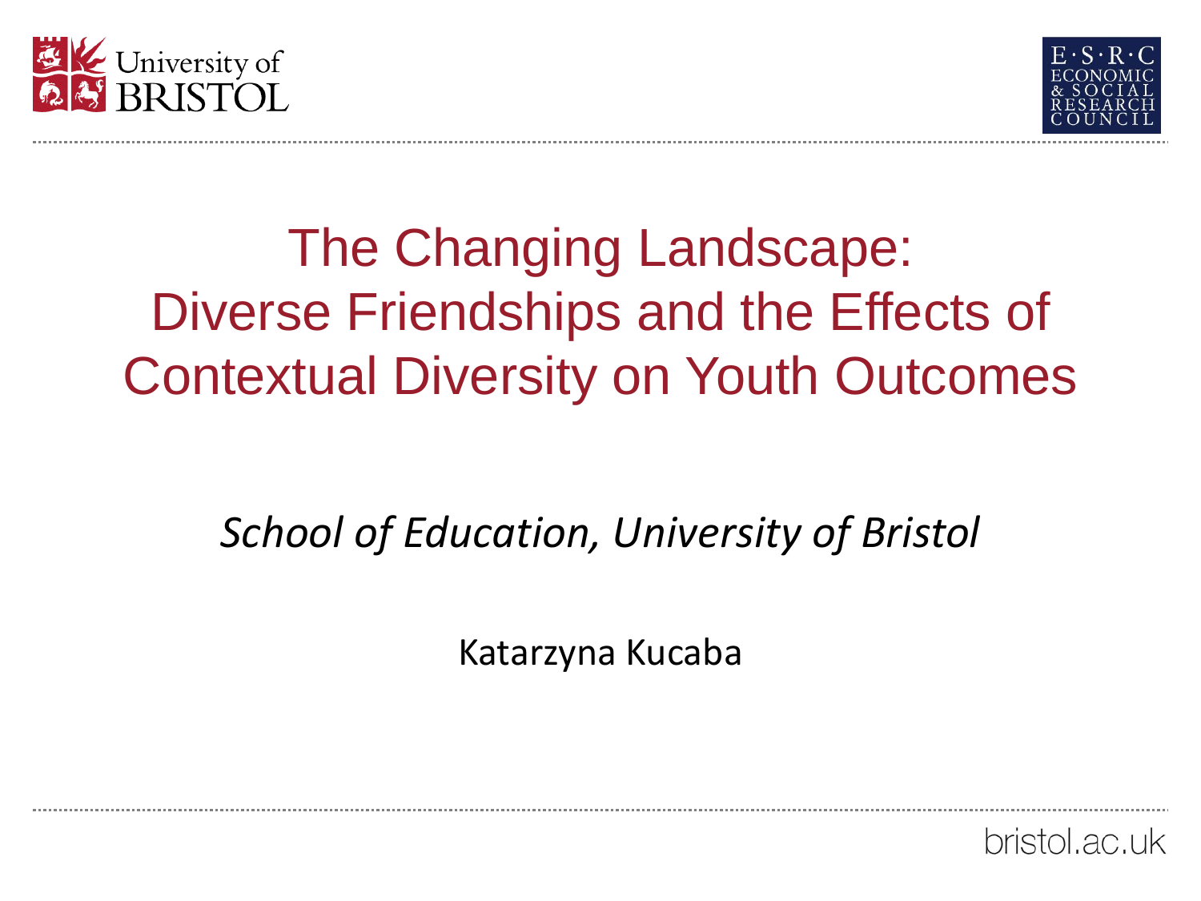# The Changing Landscape: Diverse Friendships and the Effects of Contextual Diversity on Youth Outcomes

*School of Education, University of Bristol*

Katarzyna Kucaba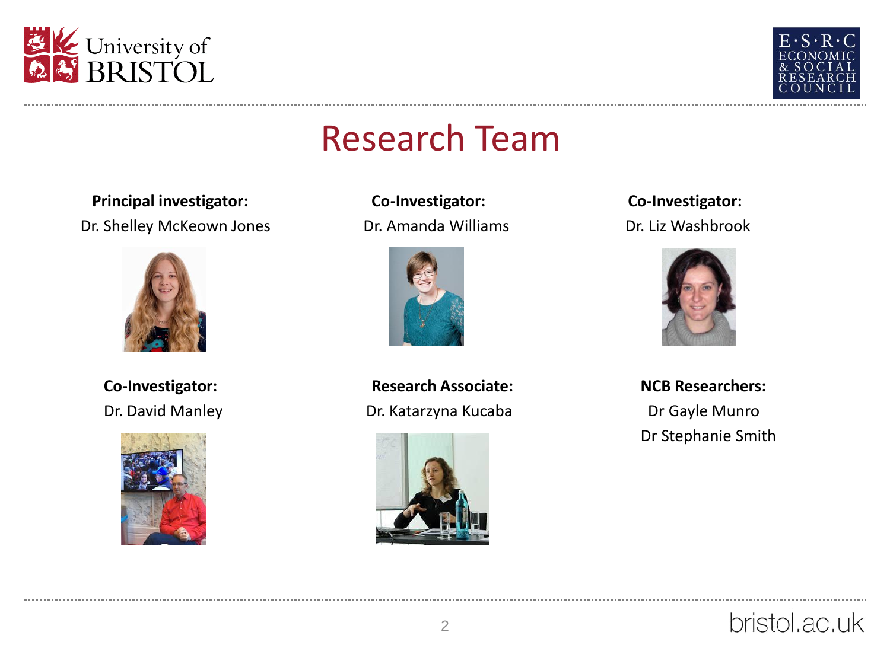# Research Team

**Principal investigator:**
Dr. Shelley McKeown Jones

**Co-Investigator:**
Dr. Amanda Williams

**Co-Investigator:**
Dr. Liz Washbrook

**Co-Investigator:**
Dr. David Manley

**Research Associate:**
Dr. Katarzyna Kucaba

**NCB Researchers:**
Dr Gayle Munro
Dr Stephanie Smith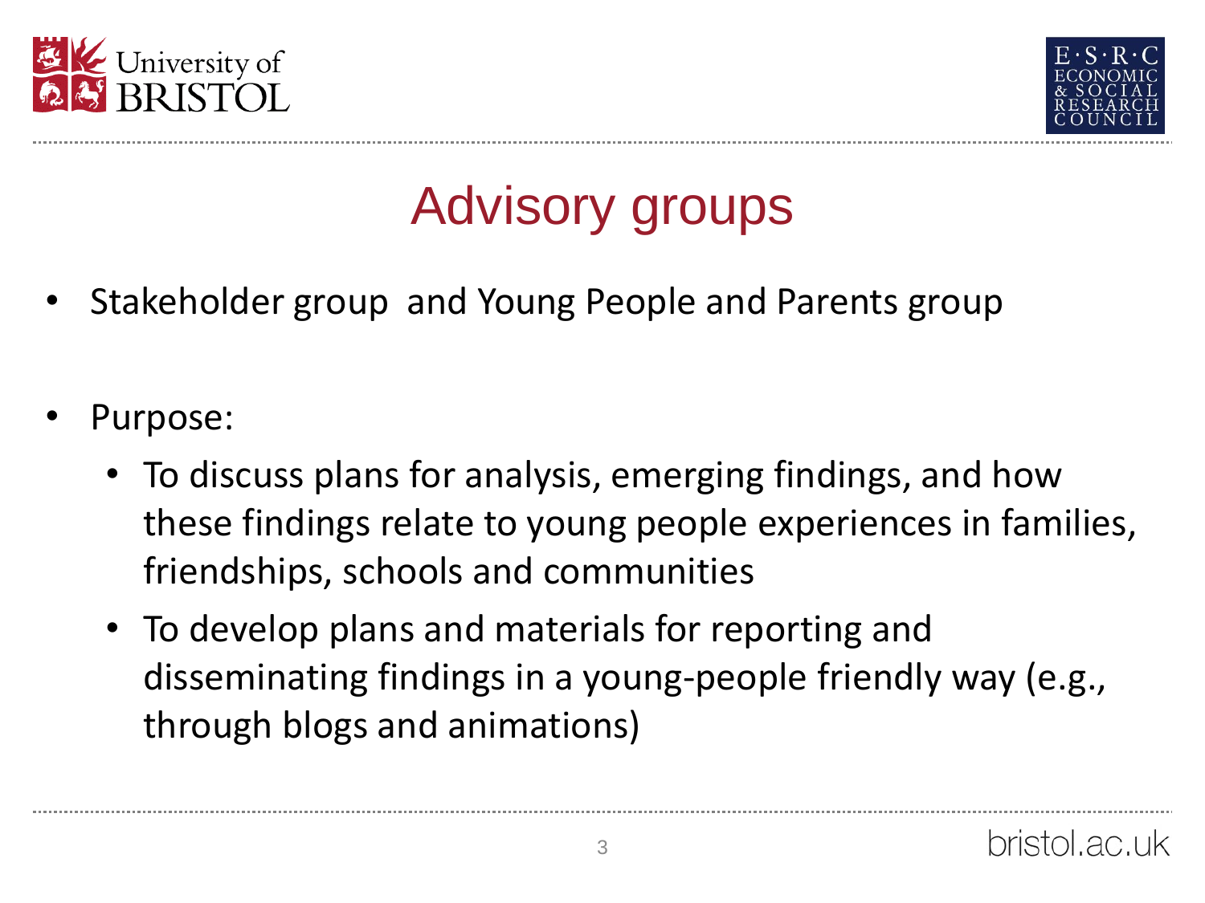# Advisory groups

- Stakeholder group  and Young People and Parents group
- Purpose:
  - To discuss plans for analysis, emerging findings, and how these findings relate to young people experiences in families, friendships, schools and communities
  - To develop plans and materials for reporting and disseminating findings in a young-people friendly way (e.g., through blogs and animations)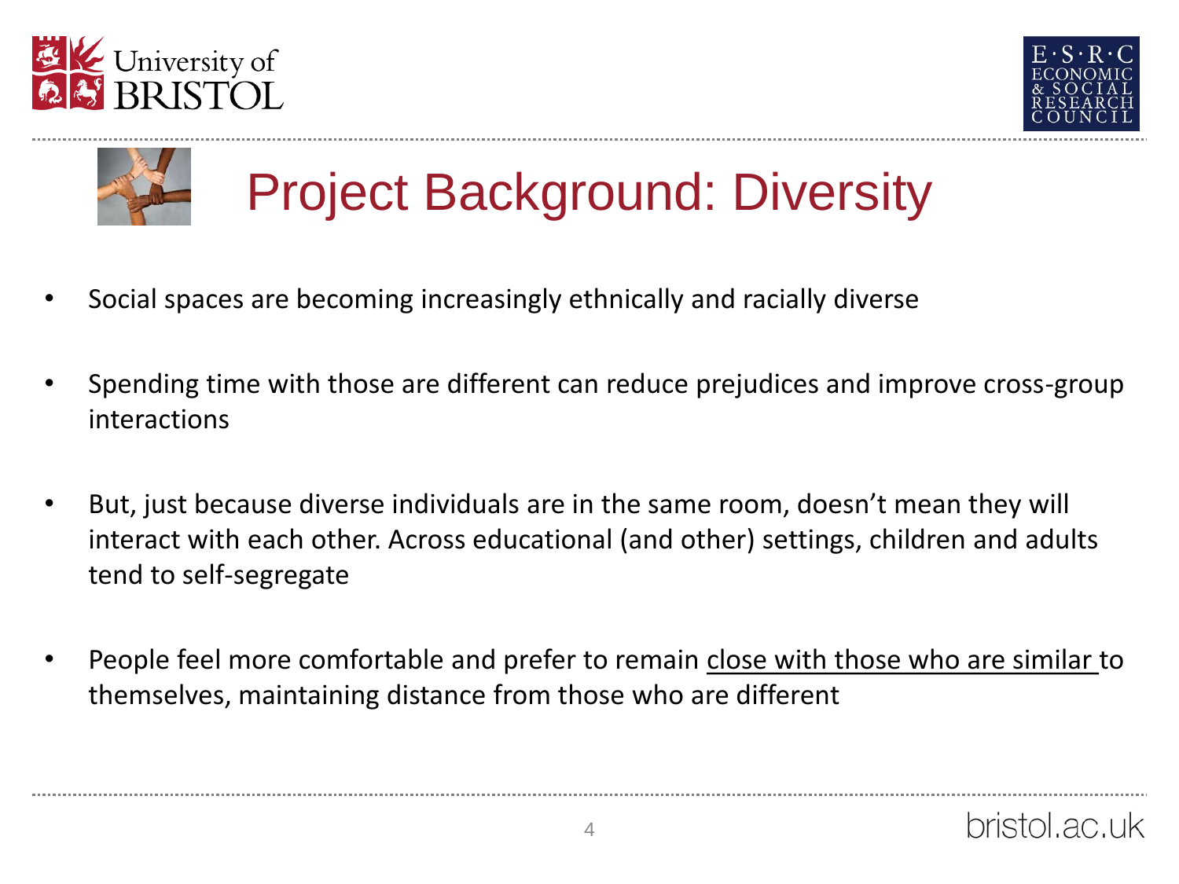# Project Background: Diversity

- Social spaces are becoming increasingly ethnically and racially diverse
- Spending time with those are different can reduce prejudices and improve cross-group interactions
- But, just because diverse individuals are in the same room, doesn't mean they will interact with each other. Across educational (and other) settings, children and adults tend to self-segregate
- People feel more comfortable and prefer to remain <u>close with those who are similar</u> to themselves, maintaining distance from those who are different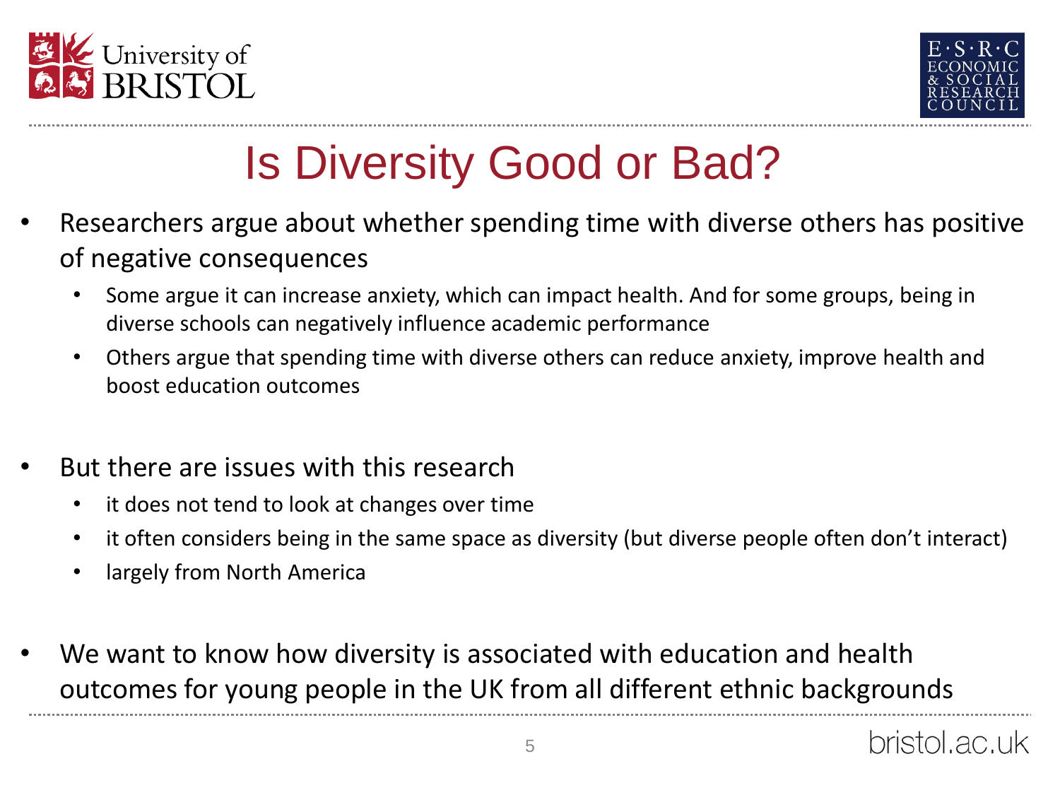# Is Diversity Good or Bad?

- Researchers argue about whether spending time with diverse others has positive of negative consequences
  - Some argue it can increase anxiety, which can impact health. And for some groups, being in diverse schools can negatively influence academic performance
  - Others argue that spending time with diverse others can reduce anxiety, improve health and boost education outcomes

- But there are issues with this research
  - it does not tend to look at changes over time
  - it often considers being in the same space as diversity (but diverse people often don't interact)
  - largely from North America

- We want to know how diversity is associated with education and health outcomes for young people in the UK from all different ethnic backgrounds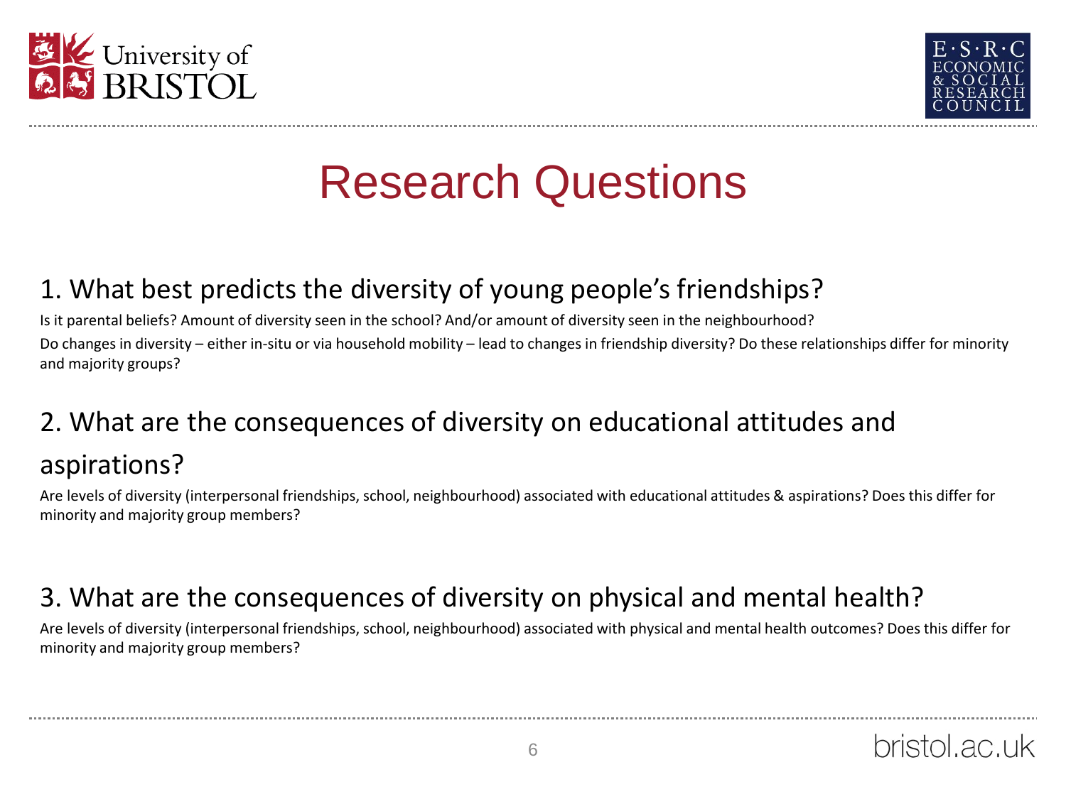# Research Questions

## 1. What best predicts the diversity of young people's friendships?

Is it parental beliefs? Amount of diversity seen in the school? And/or amount of diversity seen in the neighbourhood?

Do changes in diversity – either in-situ or via household mobility – lead to changes in friendship diversity? Do these relationships differ for minority and majority groups?

## 2. What are the consequences of diversity on educational attitudes and aspirations?

Are levels of diversity (interpersonal friendships, school, neighbourhood) associated with educational attitudes & aspirations? Does this differ for minority and majority group members?

## 3. What are the consequences of diversity on physical and mental health?

Are levels of diversity (interpersonal friendships, school, neighbourhood) associated with physical and mental health outcomes? Does this differ for minority and majority group members?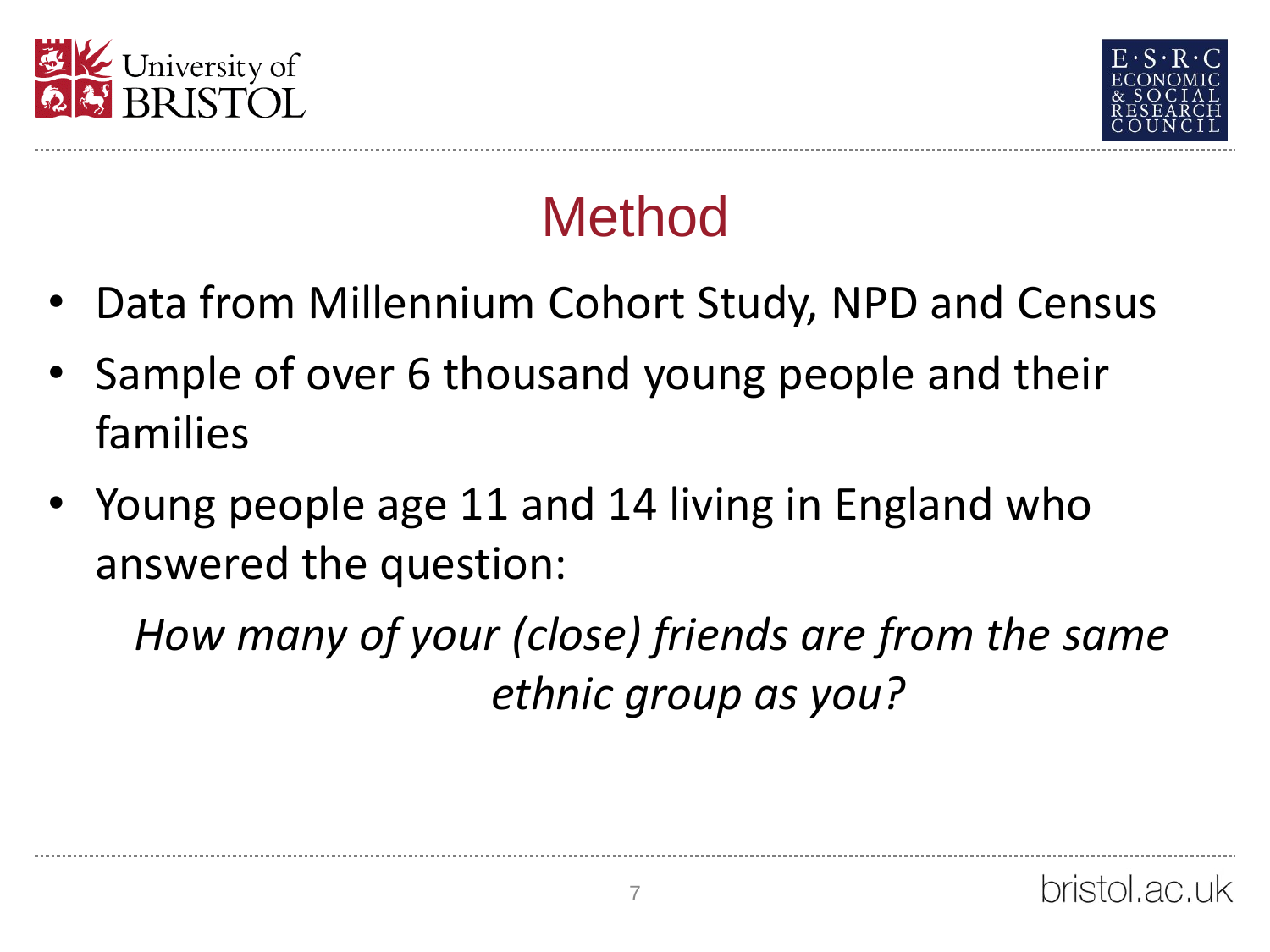# Method

- Data from Millennium Cohort Study, NPD and Census
- Sample of over 6 thousand young people and their families
- Young people age 11 and 14 living in England who answered the question:

  *How many of your (close) friends are from the same ethnic group as you?*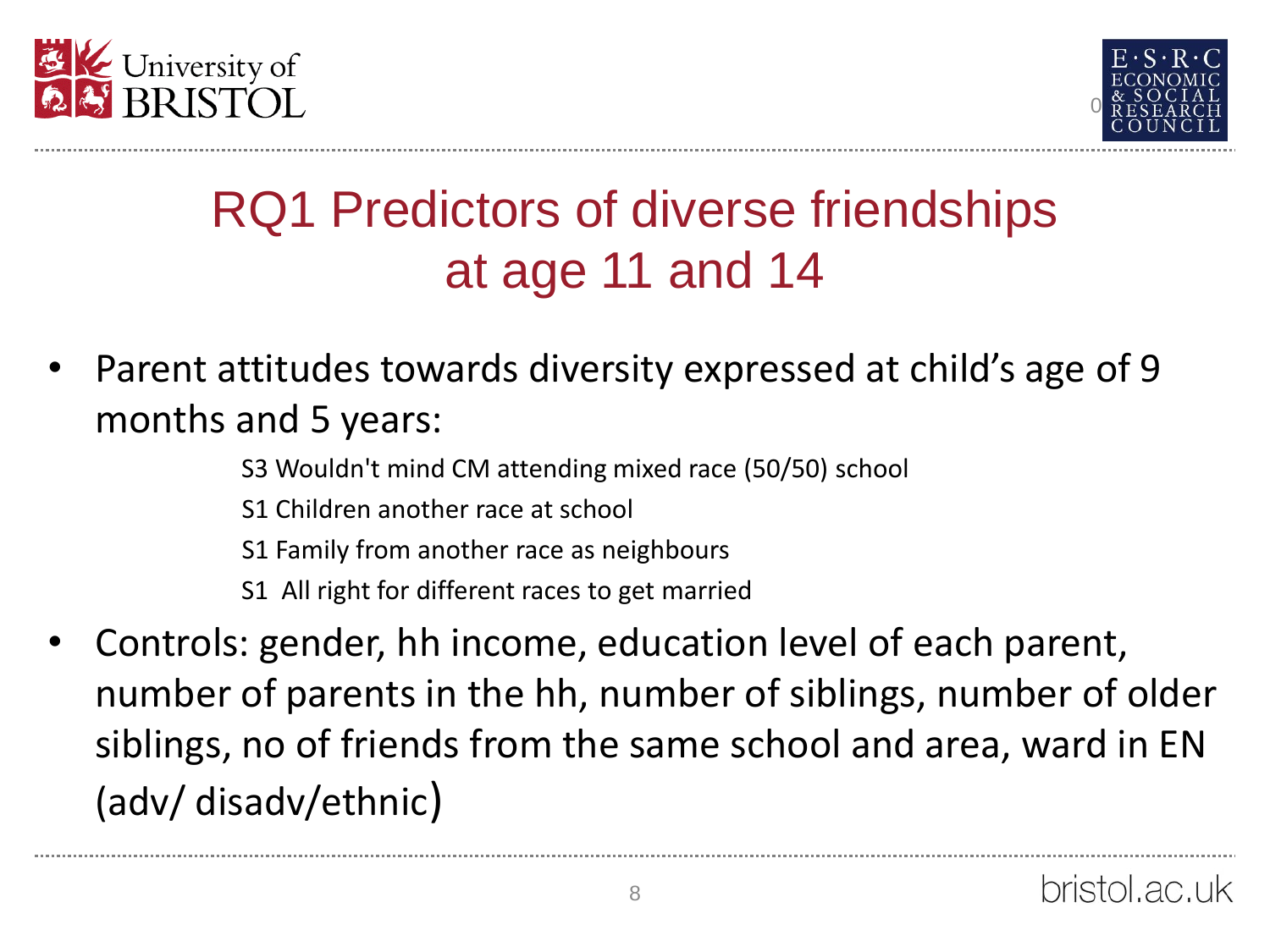# RQ1 Predictors of diverse friendships at age 11 and 14

- Parent attitudes towards diversity expressed at child's age of 9 months and 5 years:
  - S3 Wouldn't mind CM attending mixed race (50/50) school
  - S1 Children another race at school
  - S1 Family from another race as neighbours
  - S1 All right for different races to get married
- Controls: gender, hh income, education level of each parent, number of parents in the hh, number of siblings, number of older siblings, no of friends from the same school and area, ward in EN (adv/ disadv/ethnic)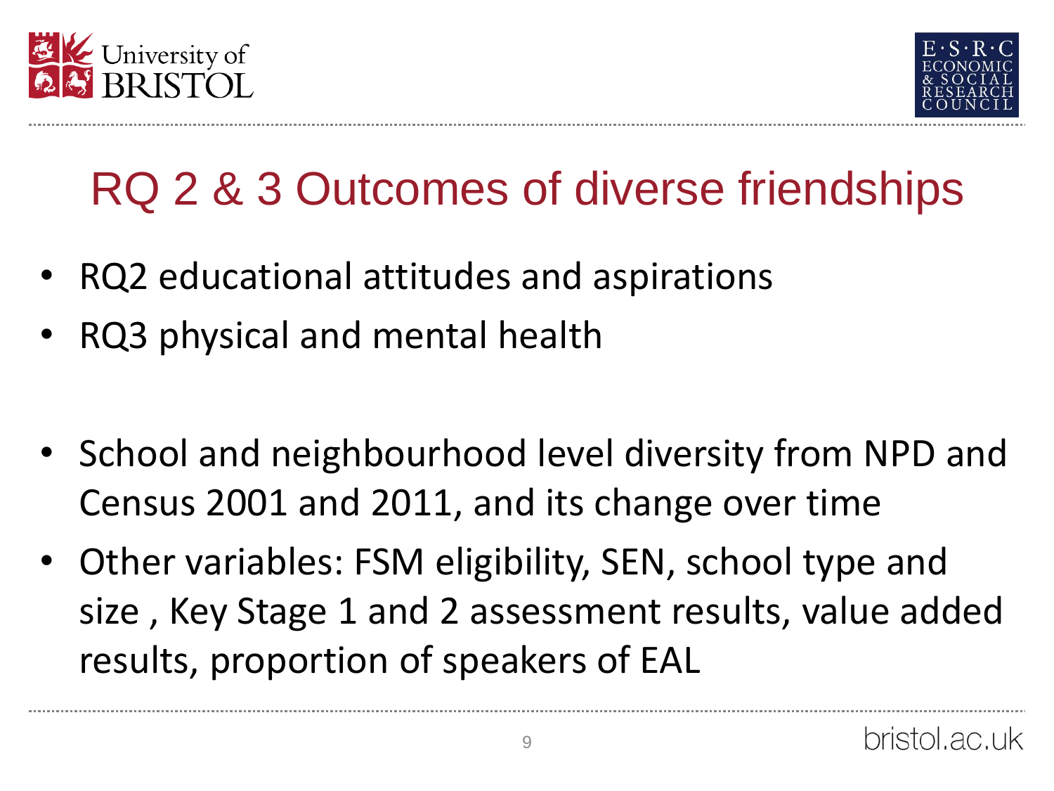# RQ 2 & 3 Outcomes of diverse friendships

- RQ2 educational attitudes and aspirations
- RQ3 physical and mental health

- School and neighbourhood level diversity from NPD and Census 2001 and 2011, and its change over time
- Other variables: FSM eligibility, SEN, school type and size , Key Stage 1 and 2 assessment results, value added results, proportion of speakers of EAL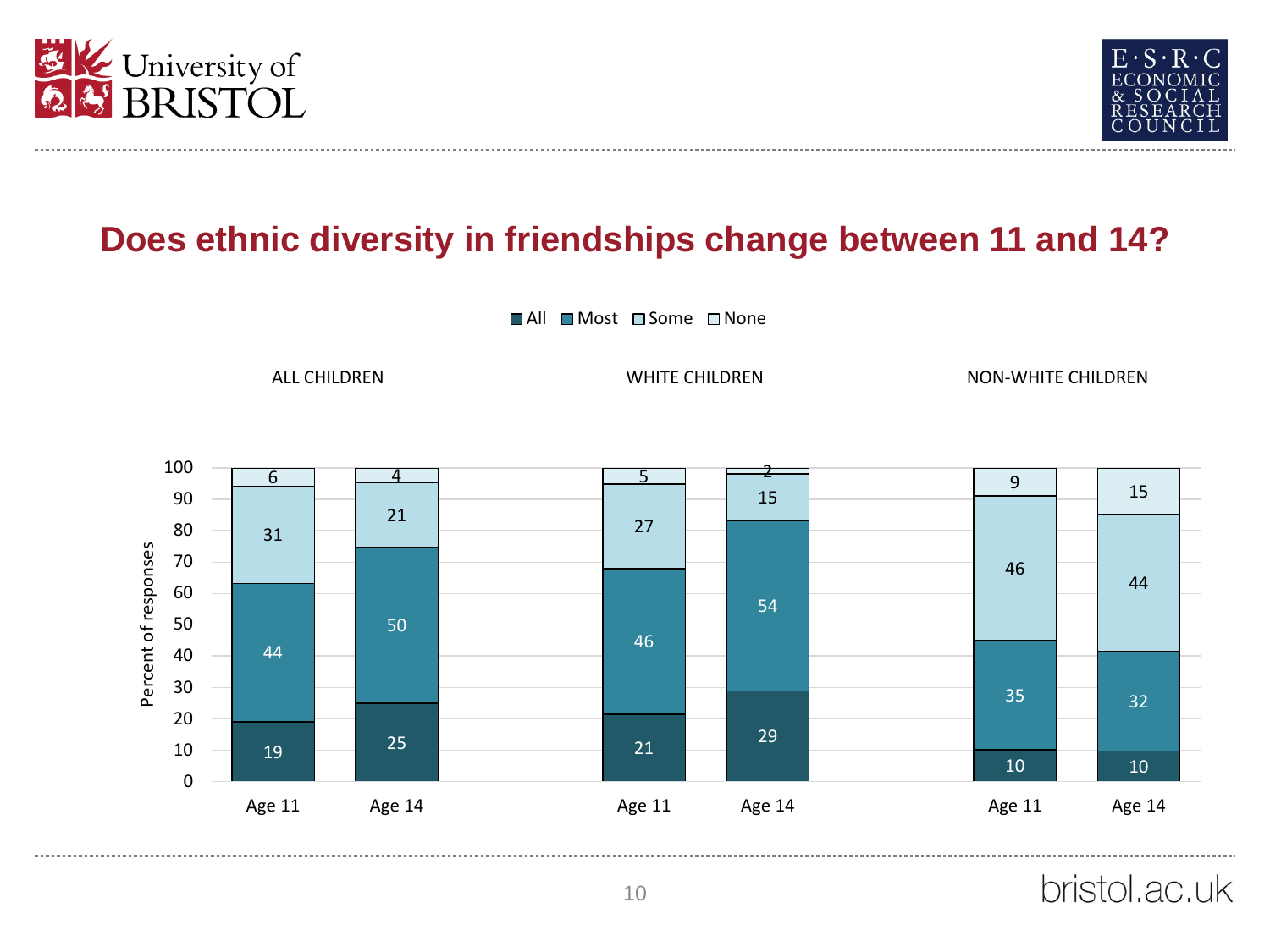# Does ethnic diversity in friendships change between 11 and 14?

| | ALL CHILDREN | | WHITE CHILDREN | | NON-WHITE CHILDREN | |
|---|---|---|---|---|---|---|
| | Age 11 | Age 14 | Age 11 | Age 14 | Age 11 | Age 14 |
| All | 19 | 25 | 21 | 29 | 10 | 10 |
| Most | 44 | 50 | 46 | 54 | 35 | 32 |
| Some | 31 | 21 | 27 | 15 | 46 | 44 |
| None | 6 | 4 | 5 | 2 | 9 | 15 |

Percent of responses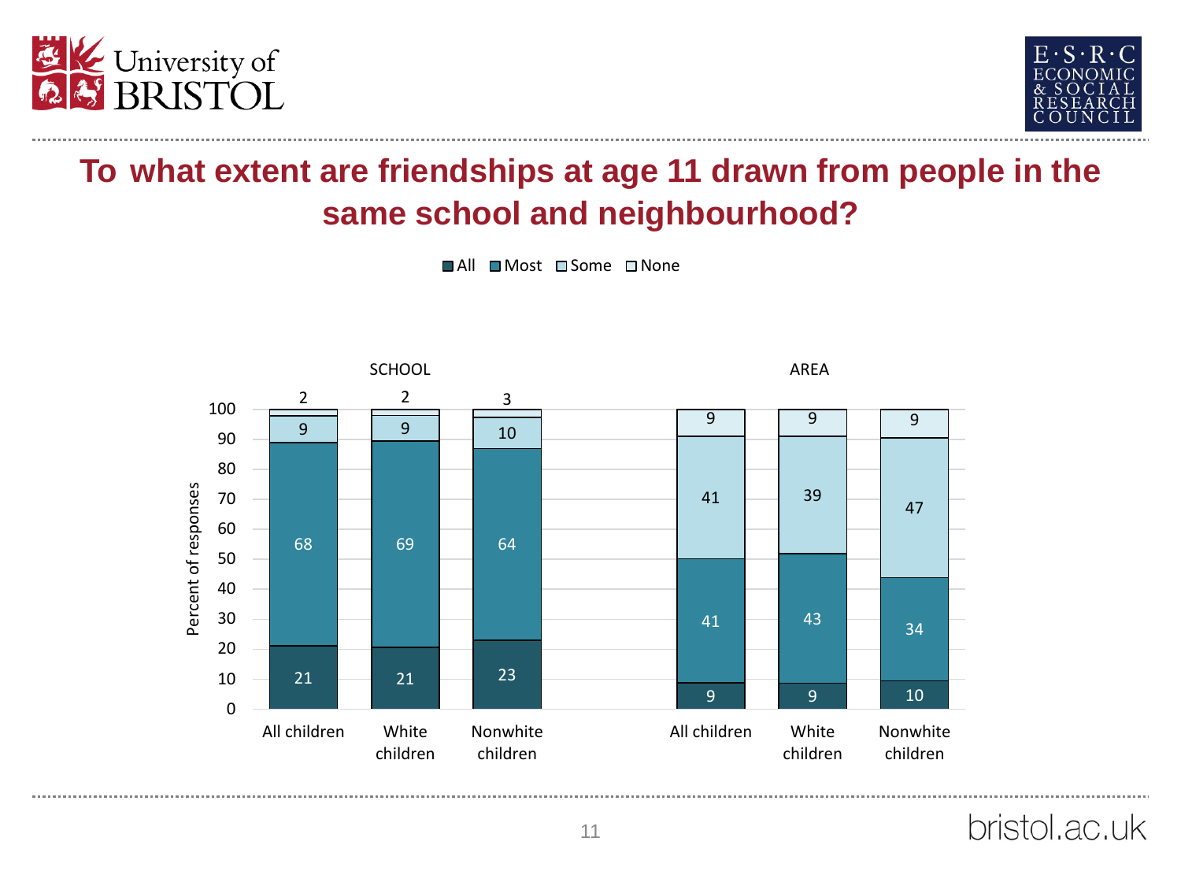# To what extent are friendships at age 11 drawn from people in the same school and neighbourhood?

Percent of responses

| | SCHOOL | | | AREA | | |
|---|---|---|---|---|---|---|
| | All children | White children | Nonwhite children | All children | White children | Nonwhite children |
| All | 21 | 21 | 23 | 9 | 9 | 10 |
| Most | 68 | 69 | 64 | 41 | 43 | 34 |
| Some | 9 | 9 | 10 | 41 | 39 | 47 |
| None | 2 | 2 | 3 | 9 | 9 | 9 |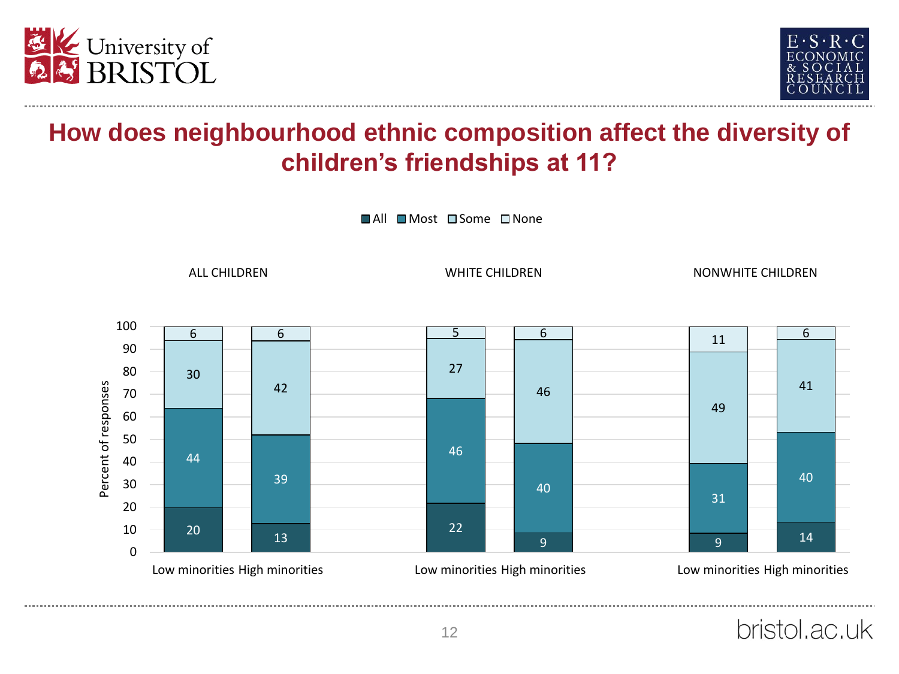# How does neighbourhood ethnic composition affect the diversity of children's friendships at 11?

| Group | Neighbourhood | All | Most | Some | None |
|---|---|---|---|---|---|
| ALL CHILDREN | Low minorities | 20 | 44 | 30 | 6 |
| ALL CHILDREN | High minorities | 13 | 39 | 42 | 6 |
| WHITE CHILDREN | Low minorities | 22 | 46 | 27 | 5 |
| WHITE CHILDREN | High minorities | 9 | 40 | 46 | 6 |
| NONWHITE CHILDREN | Low minorities | 9 | 31 | 49 | 11 |
| NONWHITE CHILDREN | High minorities | 14 | 40 | 41 | 6 |

Percent of responses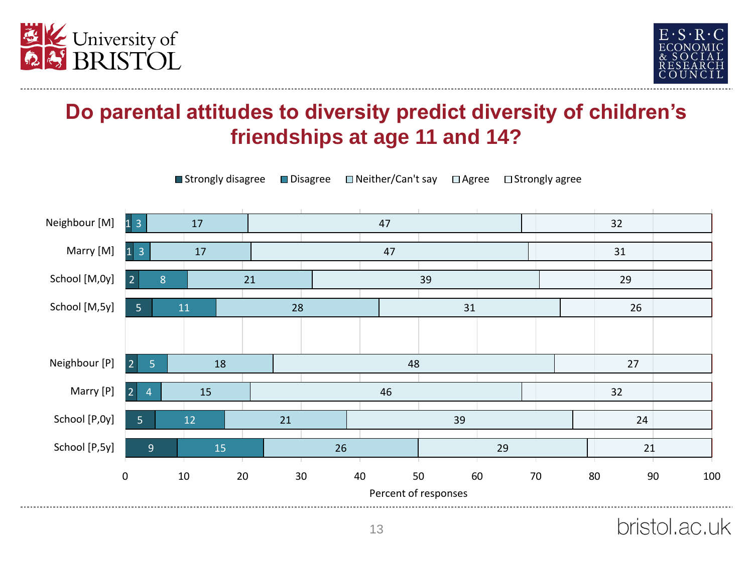# Do parental attitudes to diversity predict diversity of children's friendships at age 11 and 14?

| | Strongly disagree | Disagree | Neither/Can't say | Agree | Strongly agree |
|---|---|---|---|---|---|
| Neighbour [M] | 1 | 3 | 17 | 47 | 32 |
| Marry [M] | 1 | 3 | 17 | 47 | 31 |
| School [M,0y] | 2 | 8 | 21 | 39 | 29 |
| School [M,5y] | 5 | 11 | 28 | 31 | 26 |
| Neighbour [P] | 2 | 5 | 18 | 48 | 27 |
| Marry [P] | 2 | 4 | 15 | 46 | 32 |
| School [P,0y] | 5 | 12 | 21 | 39 | 24 |
| School [P,5y] | 9 | 15 | 26 | 29 | 21 |

Percent of responses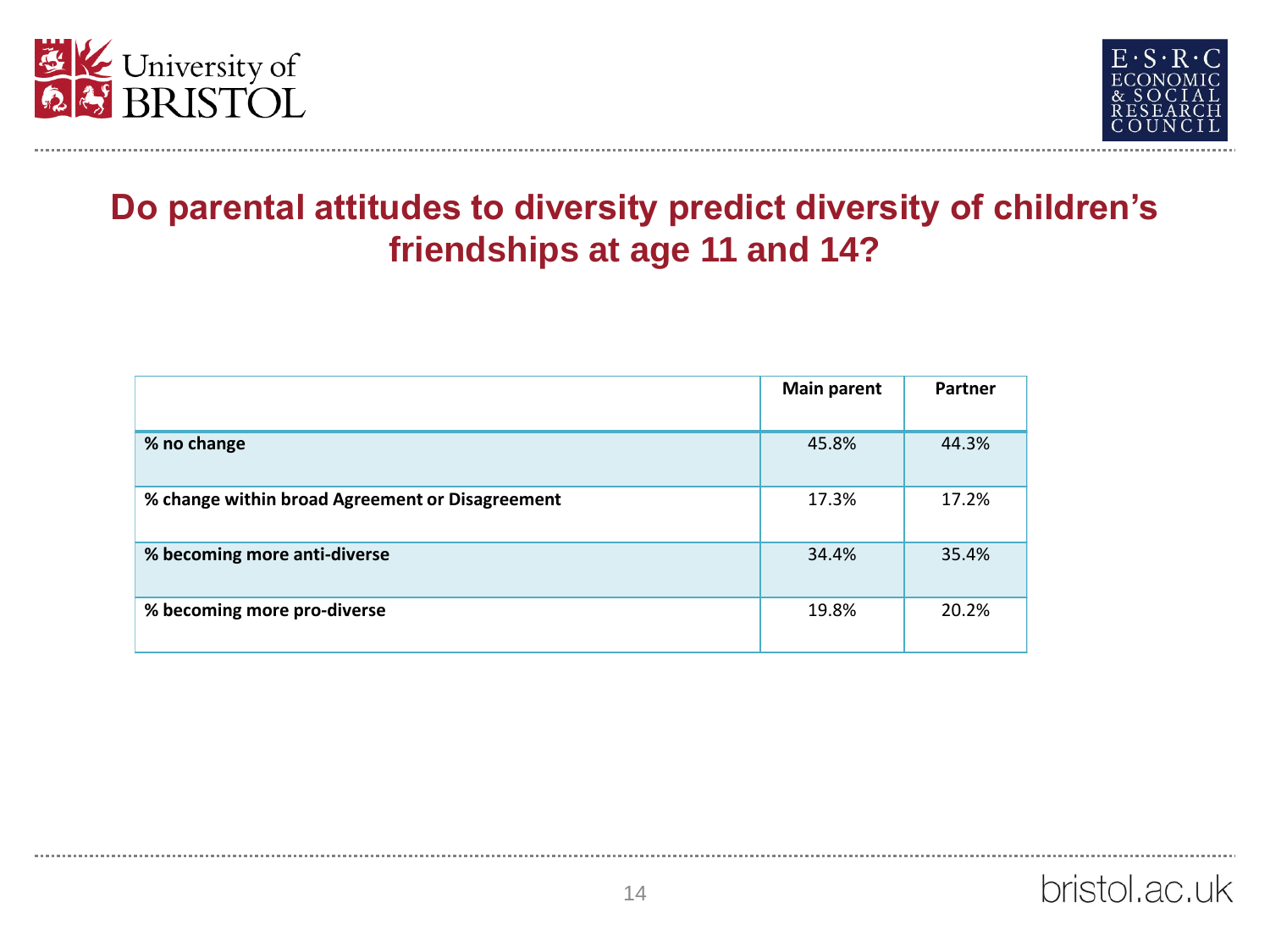# Do parental attitudes to diversity predict diversity of children's friendships at age 11 and 14?

| | Main parent | Partner |
|---|---|---|
| **% no change** | 45.8% | 44.3% |
| **% change within broad Agreement or Disagreement** | 17.3% | 17.2% |
| **% becoming more anti-diverse** | 34.4% | 35.4% |
| **% becoming more pro-diverse** | 19.8% | 20.2% |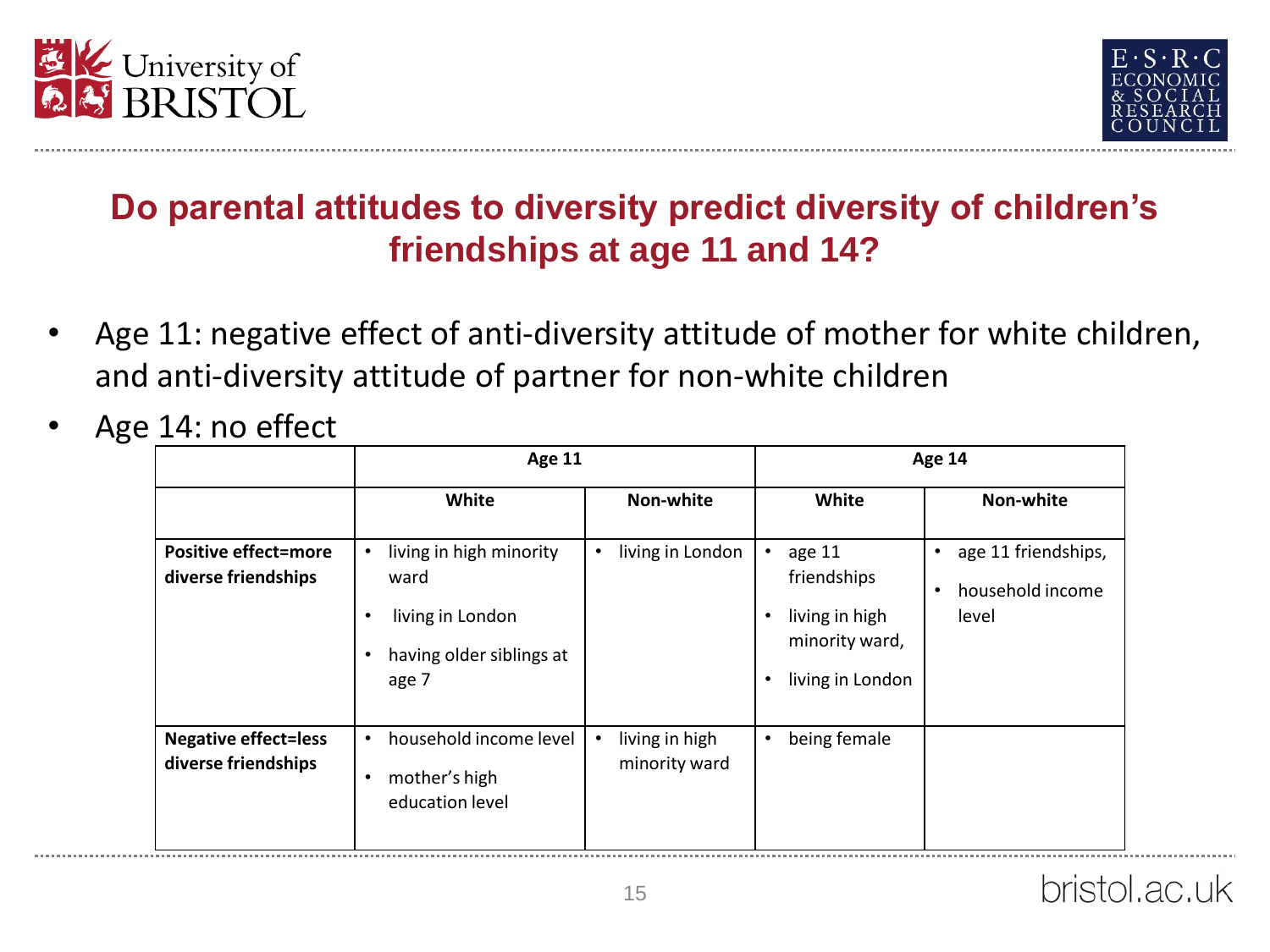## Do parental attitudes to diversity predict diversity of children's friendships at age 11 and 14?

- Age 11: negative effect of anti-diversity attitude of mother for white children, and anti-diversity attitude of partner for non-white children
- Age 14: no effect

| | Age 11 | | Age 14 | |
|---|---|---|---|---|
| | **White** | **Non-white** | **White** | **Non-white** |
| **Positive effect=more diverse friendships** | • living in high minority ward<br>• living in London<br>• having older siblings at age 7 | • living in London | • age 11 friendships<br>• living in high minority ward,<br>• living in London | • age 11 friendships,<br>• household income level |
| **Negative effect=less diverse friendships** | • household income level<br>• mother's high education level | • living in high minority ward | • being female | |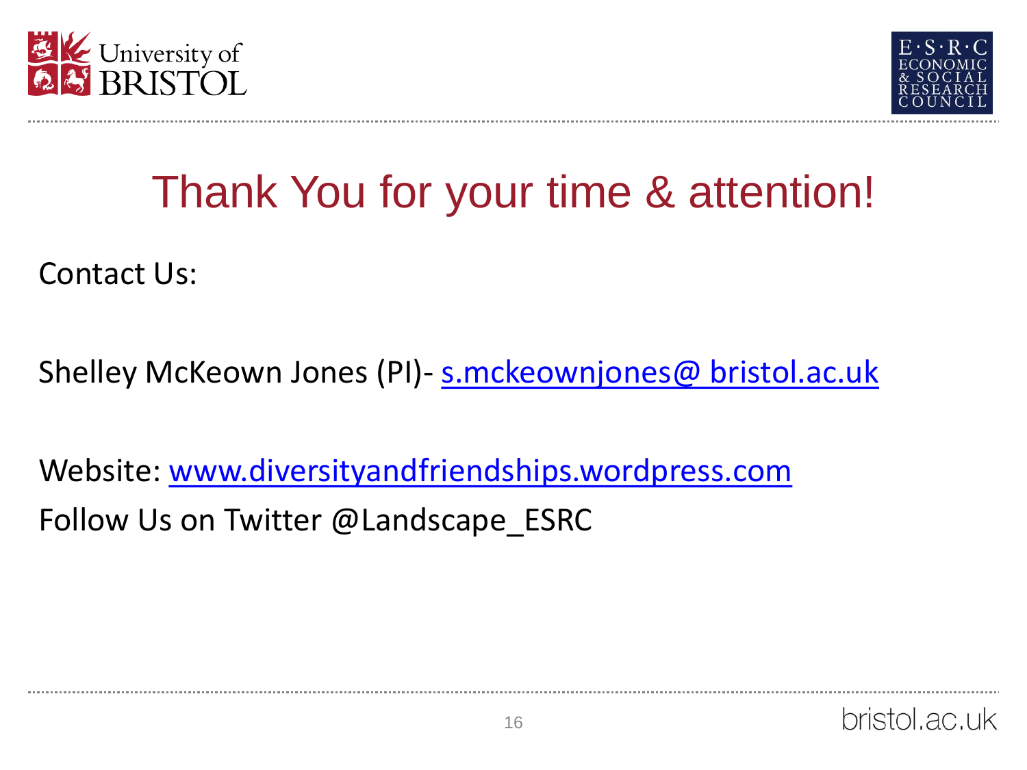# Thank You for your time & attention!

Contact Us:

Shelley McKeown Jones (PI)- s.mckeownjones@ bristol.ac.uk

Website: www.diversityandfriendships.wordpress.com

Follow Us on Twitter @Landscape_ESRC